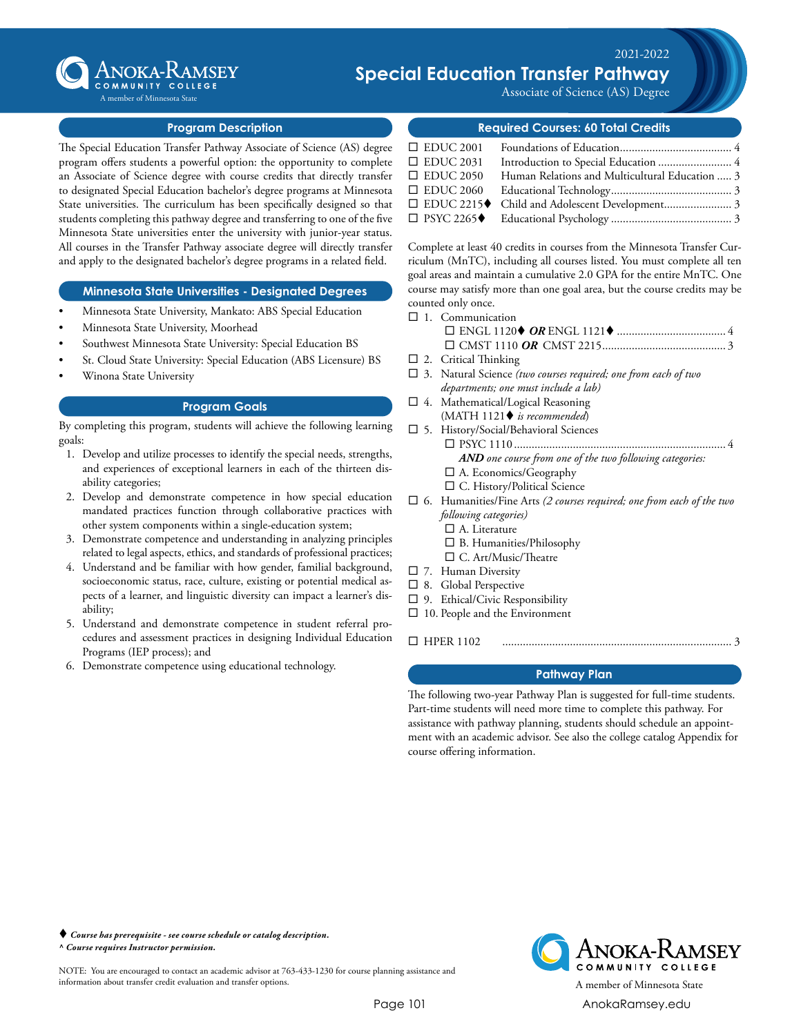# Anoka-Ramsey Community College

A member of Minnesota State

2021-2022

# Special Education Transfer Pathway

Associate of Science (AS) Degree

## Program Description

The Special Education Transfer Pathway Associate of Science (AS) degree program offers students a powerful option: the opportunity to complete an Associate of Science degree with course credits that directly transfer to designated Special Education bachelor's degree programs at Minnesota State universities. The curriculum has been specifically designed so that students completing this pathway degree and transferring to one of the five Minnesota State universities enter the university with junior-year status. All courses in the Transfer Pathway associate degree will directly transfer and apply to the designated bachelor's degree programs in a related field.

## Minnesota State Universities - Designated Degrees

- Minnesota State University, Mankato: ABS Special Education
- Minnesota State University, Moorhead
- Southwest Minnesota State University: Special Education BS
- St. Cloud State University: Special Education (ABS Licensure) BS
- Winona State University

## Program Goals

By completing this program, students will achieve the following learning goals:

1. Develop and utilize processes to identify the special needs, strengths, and experiences of exceptional learners in each of the thirteen disability categories;
2. Develop and demonstrate competence in how special education mandated practices function through collaborative practices with other system components within a single-education system;
3. Demonstrate competence and understanding in analyzing principles related to legal aspects, ethics, and standards of professional practices;
4. Understand and be familiar with how gender, familial background, socioeconomic status, race, culture, existing or potential medical aspects of a learner, and linguistic diversity can impact a learner's disability;
5. Understand and demonstrate competence in student referral procedures and assessment practices in designing Individual Education Programs (IEP process); and
6. Demonstrate competence using educational technology.

## Required Courses: 60 Total Credits

- ☐ EDUC 2001 — Foundations of Education ...... 4
- ☐ EDUC 2031 — Introduction to Special Education ...... 4
- ☐ EDUC 2050 — Human Relations and Multicultural Education ...... 3
- ☐ EDUC 2060 — Educational Technology ...... 3
- ☐ EDUC 2215♦ — Child and Adolescent Development ...... 3
- ☐ PSYC 2265♦ — Educational Psychology ...... 3

Complete at least 40 credits in courses from the Minnesota Transfer Curriculum (MnTC), including all courses listed. You must complete all ten goal areas and maintain a cumulative 2.0 GPA for the entire MnTC. One course may satisfy more than one goal area, but the course credits may be counted only once.

- ☐ 1. Communication
  - ☐ ENGL 1120♦ ***OR*** ENGL 1121♦ ...... 4
  - ☐ CMST 1110 ***OR*** CMST 2215 ...... 3
- ☐ 2. Critical Thinking
- ☐ 3. Natural Science *(two courses required; one from each of two departments; one must include a lab)*
- ☐ 4. Mathematical/Logical Reasoning (MATH 1121♦ *is recommended*)
- ☐ 5. History/Social/Behavioral Sciences
  - ☐ PSYC 1110 ...... 4
  - ***AND*** *one course from one of the two following categories:*
  - ☐ A. Economics/Geography
  - ☐ C. History/Political Science
- ☐ 6. Humanities/Fine Arts *(2 courses required; one from each of the two following categories)*
  - ☐ A. Literature
  - ☐ B. Humanities/Philosophy
  - ☐ C. Art/Music/Theatre
- ☐ 7. Human Diversity
- ☐ 8. Global Perspective
- ☐ 9. Ethical/Civic Responsibility
- ☐ 10. People and the Environment

- ☐ HPER 1102 ...... 3

## Pathway Plan

The following two-year Pathway Plan is suggested for full-time students. Part-time students will need more time to complete this pathway. For assistance with pathway planning, students should schedule an appointment with an academic advisor. See also the college catalog Appendix for course offering information.

♦ ***Course has prerequisite - see course schedule or catalog description.***
^ ***Course requires Instructor permission.***

NOTE: You are encouraged to contact an academic advisor at 763-433-1230 for course planning assistance and information about transfer credit evaluation and transfer options.

Anoka-Ramsey Community College — A member of Minnesota State

AnokaRamsey.edu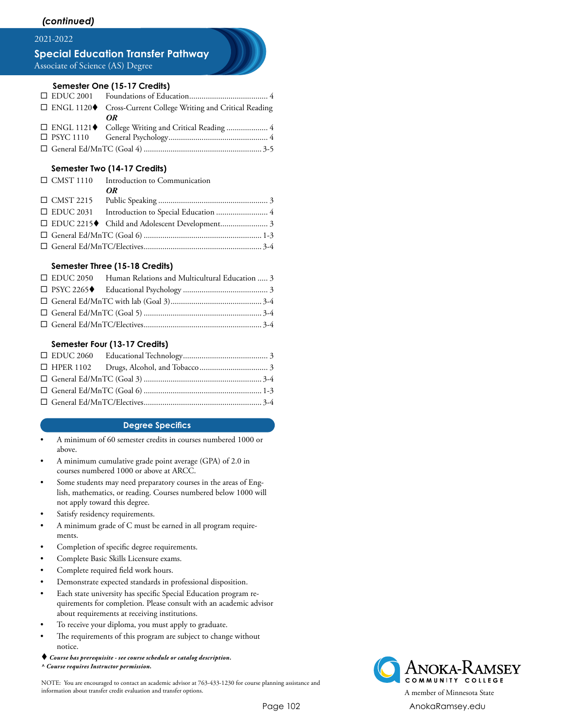*(continued)*

2021-2022

## Special Education Transfer Pathway

Associate of Science (AS) Degree

### Semester One (15-17 Credits)

- ☐ EDUC 2001 Foundations of Education ...... 4
- ☐ ENGL 1120♦ Cross-Current College Writing and Critical Reading
  ***OR***
- ☐ ENGL 1121♦ College Writing and Critical Reading ...... 4
- ☐ PSYC 1110 General Psychology ...... 4
- ☐ General Ed/MnTC (Goal 4) ...... 3-5

### Semester Two (14-17 Credits)

- ☐ CMST 1110 Introduction to Communication
  ***OR***
- ☐ CMST 2215 Public Speaking ...... 3
- ☐ EDUC 2031 Introduction to Special Education ...... 4
- ☐ EDUC 2215♦ Child and Adolescent Development ...... 3
- ☐ General Ed/MnTC (Goal 6) ...... 1-3
- ☐ General Ed/MnTC/Electives ...... 3-4

### Semester Three (15-18 Credits)

- ☐ EDUC 2050 Human Relations and Multicultural Education ...... 3
- ☐ PSYC 2265♦ Educational Psychology ...... 3
- ☐ General Ed/MnTC with lab (Goal 3) ...... 3-4
- ☐ General Ed/MnTC (Goal 5) ...... 3-4
- ☐ General Ed/MnTC/Electives ...... 3-4

### Semester Four (13-17 Credits)

- ☐ EDUC 2060 Educational Technology ...... 3
- ☐ HPER 1102 Drugs, Alcohol, and Tobacco ...... 3
- ☐ General Ed/MnTC (Goal 3) ...... 3-4
- ☐ General Ed/MnTC (Goal 6) ...... 1-3
- ☐ General Ed/MnTC/Electives ...... 3-4

## Degree Specifics

- A minimum of 60 semester credits in courses numbered 1000 or above.
- A minimum cumulative grade point average (GPA) of 2.0 in courses numbered 1000 or above at ARCC.
- Some students may need preparatory courses in the areas of English, mathematics, or reading. Courses numbered below 1000 will not apply toward this degree.
- Satisfy residency requirements.
- A minimum grade of C must be earned in all program requirements.
- Completion of specific degree requirements.
- Complete Basic Skills Licensure exams.
- Complete required field work hours.
- Demonstrate expected standards in professional disposition.
- Each state university has specific Special Education program requirements for completion. Please consult with an academic advisor about requirements at receiving institutions.
- To receive your diploma, you must apply to graduate.
- The requirements of this program are subject to change without notice.

♦ ***Course has prerequisite - see course schedule or catalog description.***
^ ***Course requires Instructor permission.***

NOTE: You are encouraged to contact an academic advisor at 763-433-1230 for course planning assistance and information about transfer credit evaluation and transfer options.

ANOKA-RAMSEY COMMUNITY COLLEGE
A member of Minnesota State
AnokaRamsey.edu